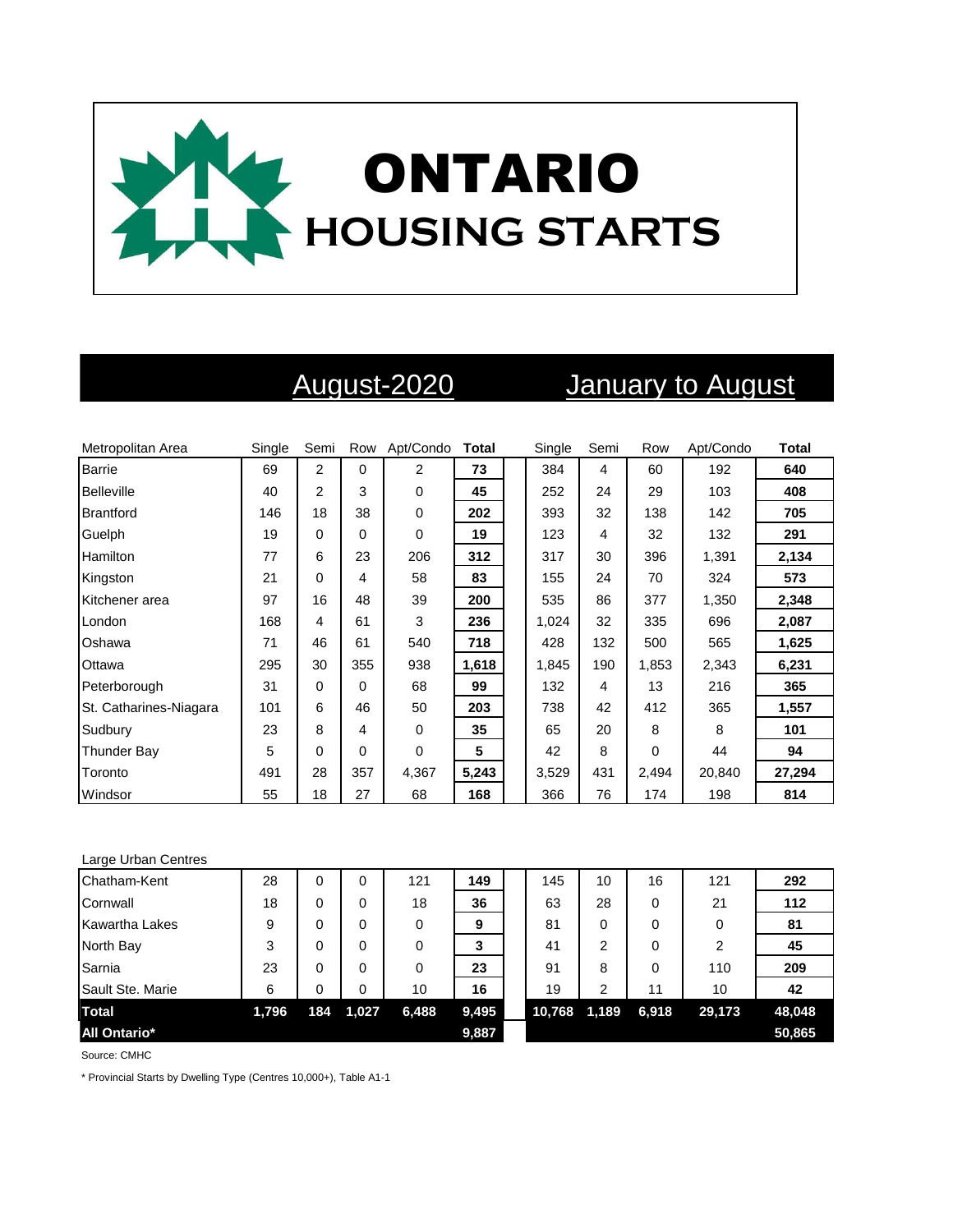# ONTARIO HOUSING STARTS

| Metropolitan Area | August-2020 | | | | | January to August | | | | |
|---|---|---|---|---|---|---|---|---|---|---|
| | Single | Semi | Row | Apt/Condo | Total | Single | Semi | Row | Apt/Condo | Total |
| Barrie | 69 | 2 | 0 | 2 | **73** | 384 | 4 | 60 | 192 | **640** |
| Belleville | 40 | 2 | 3 | 0 | **45** | 252 | 24 | 29 | 103 | **408** |
| Brantford | 146 | 18 | 38 | 0 | **202** | 393 | 32 | 138 | 142 | **705** |
| Guelph | 19 | 0 | 0 | 0 | **19** | 123 | 4 | 32 | 132 | **291** |
| Hamilton | 77 | 6 | 23 | 206 | **312** | 317 | 30 | 396 | 1,391 | **2,134** |
| Kingston | 21 | 0 | 4 | 58 | **83** | 155 | 24 | 70 | 324 | **573** |
| Kitchener area | 97 | 16 | 48 | 39 | **200** | 535 | 86 | 377 | 1,350 | **2,348** |
| London | 168 | 4 | 61 | 3 | **236** | 1,024 | 32 | 335 | 696 | **2,087** |
| Oshawa | 71 | 46 | 61 | 540 | **718** | 428 | 132 | 500 | 565 | **1,625** |
| Ottawa | 295 | 30 | 355 | 938 | **1,618** | 1,845 | 190 | 1,853 | 2,343 | **6,231** |
| Peterborough | 31 | 0 | 0 | 68 | **99** | 132 | 4 | 13 | 216 | **365** |
| St. Catharines-Niagara | 101 | 6 | 46 | 50 | **203** | 738 | 42 | 412 | 365 | **1,557** |
| Sudbury | 23 | 8 | 4 | 0 | **35** | 65 | 20 | 8 | 8 | **101** |
| Thunder Bay | 5 | 0 | 0 | 0 | **5** | 42 | 8 | 0 | 44 | **94** |
| Toronto | 491 | 28 | 357 | 4,367 | **5,243** | 3,529 | 431 | 2,494 | 20,840 | **27,294** |
| Windsor | 55 | 18 | 27 | 68 | **168** | 366 | 76 | 174 | 198 | **814** |
| Large Urban Centres | | | | | | | | | | |
| Chatham-Kent | 28 | 0 | 0 | 121 | **149** | 145 | 10 | 16 | 121 | **292** |
| Cornwall | 18 | 0 | 0 | 18 | **36** | 63 | 28 | 0 | 21 | **112** |
| Kawartha Lakes | 9 | 0 | 0 | 0 | **9** | 81 | 0 | 0 | 0 | **81** |
| North Bay | 3 | 0 | 0 | 0 | **3** | 41 | 2 | 0 | 2 | **45** |
| Sarnia | 23 | 0 | 0 | 0 | **23** | 91 | 8 | 0 | 110 | **209** |
| Sault Ste. Marie | 6 | 0 | 0 | 10 | **16** | 19 | 2 | 11 | 10 | **42** |
| **Total** | **1,796** | **184** | **1,027** | **6,488** | **9,495** | **10,768** | **1,189** | **6,918** | **29,173** | **48,048** |
| **All Ontario*** | | | | | **9,887** | | | | | **50,865** |

Source: CMHC

* Provincial Starts by Dwelling Type (Centres 10,000+), Table A1-1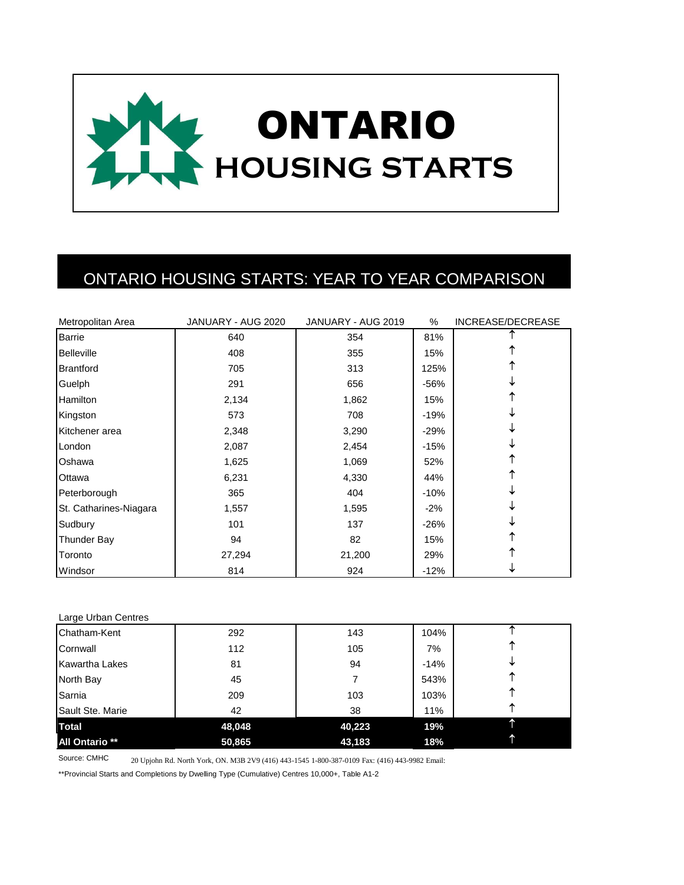# ONTARIO HOUSING STARTS

## ONTARIO HOUSING STARTS: YEAR TO YEAR COMPARISON

| Metropolitan Area | JANUARY - AUG 2020 | JANUARY - AUG 2019 | % | INCREASE/DECREASE |
|---|---|---|---|---|
| Barrie | 640 | 354 | 81% | ↑ |
| Belleville | 408 | 355 | 15% | ↑ |
| Brantford | 705 | 313 | 125% | ↑ |
| Guelph | 291 | 656 | -56% | ↓ |
| Hamilton | 2,134 | 1,862 | 15% | ↑ |
| Kingston | 573 | 708 | -19% | ↓ |
| Kitchener area | 2,348 | 3,290 | -29% | ↓ |
| London | 2,087 | 2,454 | -15% | ↓ |
| Oshawa | 1,625 | 1,069 | 52% | ↑ |
| Ottawa | 6,231 | 4,330 | 44% | ↑ |
| Peterborough | 365 | 404 | -10% | ↓ |
| St. Catharines-Niagara | 1,557 | 1,595 | -2% | ↓ |
| Sudbury | 101 | 137 | -26% | ↓ |
| Thunder Bay | 94 | 82 | 15% | ↑ |
| Toronto | 27,294 | 21,200 | 29% | ↑ |
| Windsor | 814 | 924 | -12% | ↓ |
| **Large Urban Centres** | | | | |
| Chatham-Kent | 292 | 143 | 104% | ↑ |
| Cornwall | 112 | 105 | 7% | ↑ |
| Kawartha Lakes | 81 | 94 | -14% | ↓ |
| North Bay | 45 | 7 | 543% | ↑ |
| Sarnia | 209 | 103 | 103% | ↑ |
| Sault Ste. Marie | 42 | 38 | 11% | ↑ |
| **Total** | **48,048** | **40,223** | **19%** | ↑ |
| **All Ontario \*\*** | **50,865** | **43,183** | **18%** | ↑ |

Source: CMHC 20 Upjohn Rd. North York, ON. M3B 2V9 (416) 443-1545 1-800-387-0109 Fax: (416) 443-9982 Email:

**Provincial Starts and Completions by Dwelling Type (Cumulative) Centres 10,000+, Table A1-2